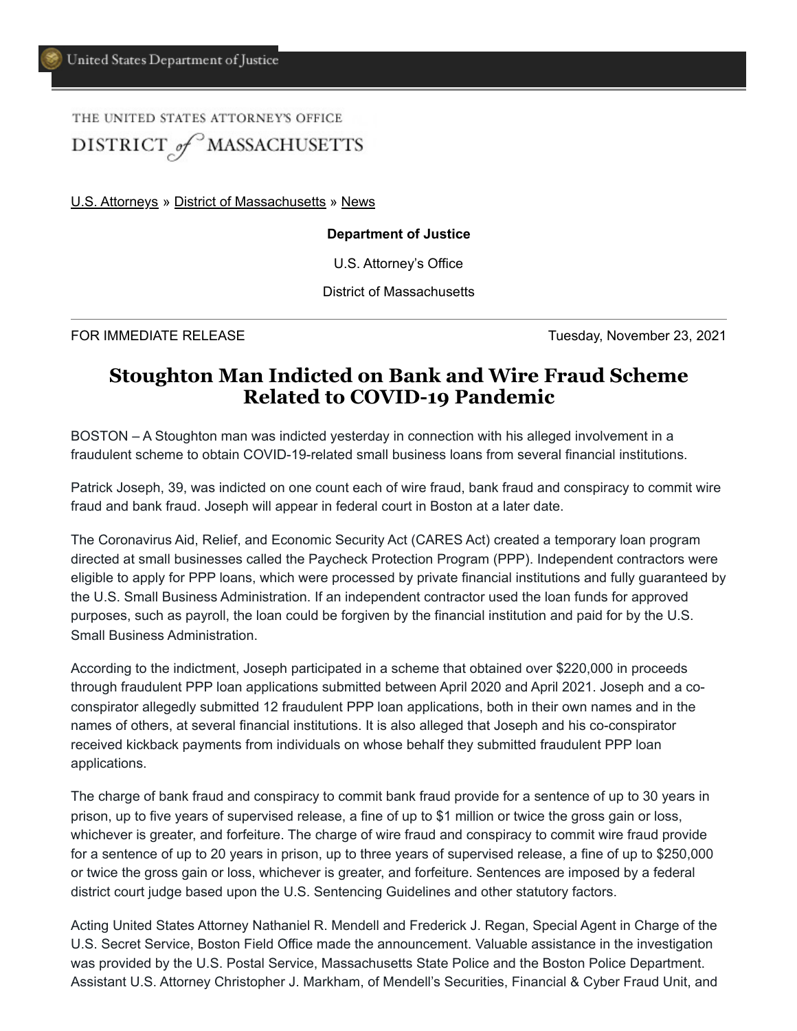United States Department of Justice

THE UNITED STATES ATTORNEY'S OFFICE

DISTRICT of MASSACHUSETTS

U.S. Attorneys » District of Massachusetts » News

**Department of Justice**

U.S. Attorney's Office

District of Massachusetts

FOR IMMEDIATE RELEASE — Tuesday, November 23, 2021

# Stoughton Man Indicted on Bank and Wire Fraud Scheme Related to COVID-19 Pandemic

BOSTON – A Stoughton man was indicted yesterday in connection with his alleged involvement in a fraudulent scheme to obtain COVID-19-related small business loans from several financial institutions.

Patrick Joseph, 39, was indicted on one count each of wire fraud, bank fraud and conspiracy to commit wire fraud and bank fraud. Joseph will appear in federal court in Boston at a later date.

The Coronavirus Aid, Relief, and Economic Security Act (CARES Act) created a temporary loan program directed at small businesses called the Paycheck Protection Program (PPP). Independent contractors were eligible to apply for PPP loans, which were processed by private financial institutions and fully guaranteed by the U.S. Small Business Administration. If an independent contractor used the loan funds for approved purposes, such as payroll, the loan could be forgiven by the financial institution and paid for by the U.S. Small Business Administration.

According to the indictment, Joseph participated in a scheme that obtained over $220,000 in proceeds through fraudulent PPP loan applications submitted between April 2020 and April 2021. Joseph and a co-conspirator allegedly submitted 12 fraudulent PPP loan applications, both in their own names and in the names of others, at several financial institutions. It is also alleged that Joseph and his co-conspirator received kickback payments from individuals on whose behalf they submitted fraudulent PPP loan applications.

The charge of bank fraud and conspiracy to commit bank fraud provide for a sentence of up to 30 years in prison, up to five years of supervised release, a fine of up to $1 million or twice the gross gain or loss, whichever is greater, and forfeiture. The charge of wire fraud and conspiracy to commit wire fraud provide for a sentence of up to 20 years in prison, up to three years of supervised release, a fine of up to $250,000 or twice the gross gain or loss, whichever is greater, and forfeiture. Sentences are imposed by a federal district court judge based upon the U.S. Sentencing Guidelines and other statutory factors.

Acting United States Attorney Nathaniel R. Mendell and Frederick J. Regan, Special Agent in Charge of the U.S. Secret Service, Boston Field Office made the announcement. Valuable assistance in the investigation was provided by the U.S. Postal Service, Massachusetts State Police and the Boston Police Department. Assistant U.S. Attorney Christopher J. Markham, of Mendell's Securities, Financial & Cyber Fraud Unit, and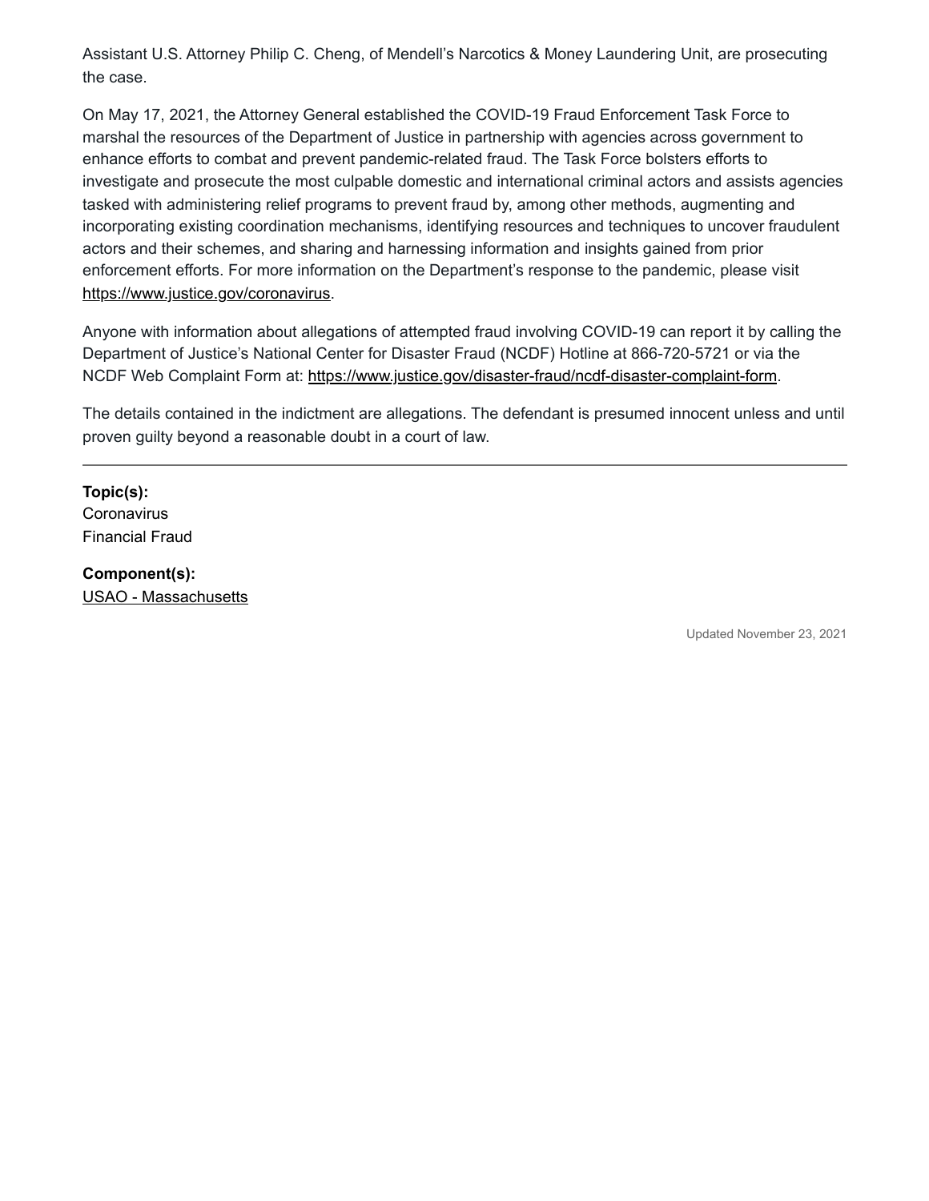Assistant U.S. Attorney Philip C. Cheng, of Mendell's Narcotics & Money Laundering Unit, are prosecuting the case.

On May 17, 2021, the Attorney General established the COVID-19 Fraud Enforcement Task Force to marshal the resources of the Department of Justice in partnership with agencies across government to enhance efforts to combat and prevent pandemic-related fraud. The Task Force bolsters efforts to investigate and prosecute the most culpable domestic and international criminal actors and assists agencies tasked with administering relief programs to prevent fraud by, among other methods, augmenting and incorporating existing coordination mechanisms, identifying resources and techniques to uncover fraudulent actors and their schemes, and sharing and harnessing information and insights gained from prior enforcement efforts. For more information on the Department's response to the pandemic, please visit https://www.justice.gov/coronavirus.

Anyone with information about allegations of attempted fraud involving COVID-19 can report it by calling the Department of Justice's National Center for Disaster Fraud (NCDF) Hotline at 866-720-5721 or via the NCDF Web Complaint Form at: https://www.justice.gov/disaster-fraud/ncdf-disaster-complaint-form.

The details contained in the indictment are allegations. The defendant is presumed innocent unless and until proven guilty beyond a reasonable doubt in a court of law.

---

**Topic(s):**
Coronavirus
Financial Fraud

**Component(s):**
USAO - Massachusetts

Updated November 23, 2021